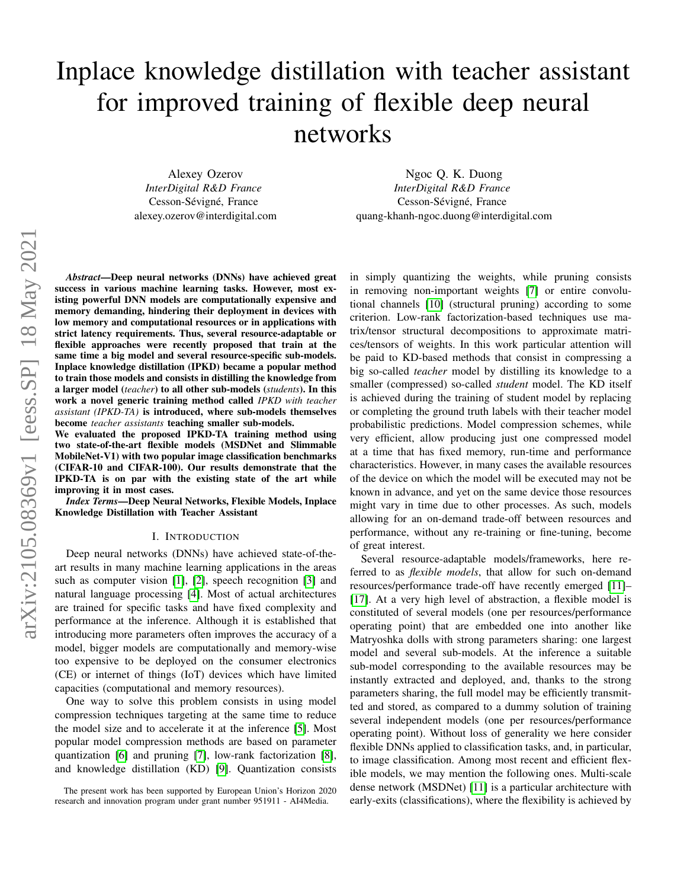# Inplace knowledge distillation with teacher assistant for improved training of flexible deep neural networks

Alexey Ozerov
*InterDigital R&D France*
Cesson-Sévigné, France
alexey.ozerov@interdigital.com

Ngoc Q. K. Duong
*InterDigital R&D France*
Cesson-Sévigné, France
quang-khanh-ngoc.duong@interdigital.com

***Abstract*—Deep neural networks (DNNs) have achieved great success in various machine learning tasks. However, most existing powerful DNN models are computationally expensive and memory demanding, hindering their deployment in devices with low memory and computational resources or in applications with strict latency requirements. Thus, several resource-adaptable or flexible approaches were recently proposed that train at the same time a big model and several resource-specific sub-models. Inplace knowledge distillation (IPKD) became a popular method to train those models and consists in distilling the knowledge from a larger model (*teacher*) to all other sub-models (*students*). In this work a novel generic training method called *IPKD with teacher assistant (IPKD-TA)* is introduced, where sub-models themselves become *teacher assistants* teaching smaller sub-models.**

**We evaluated the proposed IPKD-TA training method using two state-of-the-art flexible models (MSDNet and Slimmable MobileNet-V1) with two popular image classification benchmarks (CIFAR-10 and CIFAR-100). Our results demonstrate that the IPKD-TA is on par with the existing state of the art while improving it in most cases.**

***Index Terms*—Deep Neural Networks, Flexible Models, Inplace Knowledge Distillation with Teacher Assistant**

## I. Introduction

Deep neural networks (DNNs) have achieved state-of-the-art results in many machine learning applications in the areas such as computer vision [1], [2], speech recognition [3] and natural language processing [4]. Most of actual architectures are trained for specific tasks and have fixed complexity and performance at the inference. Although it is established that introducing more parameters often improves the accuracy of a model, bigger models are computationally and memory-wise too expensive to be deployed on the consumer electronics (CE) or internet of things (IoT) devices which have limited capacities (computational and memory resources).

One way to solve this problem consists in using model compression techniques targeting at the same time to reduce the model size and to accelerate it at the inference [5]. Most popular model compression methods are based on parameter quantization [6] and pruning [7], low-rank factorization [8], and knowledge distillation (KD) [9]. Quantization consists in simply quantizing the weights, while pruning consists in removing non-important weights [7] or entire convolutional channels [10] (structural pruning) according to some criterion. Low-rank factorization-based techniques use matrix/tensor structural decompositions to approximate matrices/tensors of weights. In this work particular attention will be paid to KD-based methods that consist in compressing a big so-called *teacher* model by distilling its knowledge to a smaller (compressed) so-called *student* model. The KD itself is achieved during the training of student model by replacing or completing the ground truth labels with their teacher model probabilistic predictions. Model compression schemes, while very efficient, allow producing just one compressed model at a time that has fixed memory, run-time and performance characteristics. However, in many cases the available resources of the device on which the model will be executed may not be known in advance, and yet on the same device those resources might vary in time due to other processes. As such, models allowing for an on-demand trade-off between resources and performance, without any re-training or fine-tuning, become of great interest.

Several resource-adaptable models/frameworks, here referred to as *flexible models*, that allow for such on-demand resources/performance trade-off have recently emerged [11]–[17]. At a very high level of abstraction, a flexible model is constituted of several models (one per resources/performance operating point) that are embedded one into another like Matryoshka dolls with strong parameters sharing: one largest model and several sub-models. At the inference a suitable sub-model corresponding to the available resources may be instantly extracted and deployed, and, thanks to the strong parameters sharing, the full model may be efficiently transmitted and stored, as compared to a dummy solution of training several independent models (one per resources/performance operating point). Without loss of generality we here consider flexible DNNs applied to classification tasks, and, in particular, to image classification. Among most recent and efficient flexible models, we may mention the following ones. Multi-scale dense network (MSDNet) [11] is a particular architecture with early-exits (classifications), where the flexibility is achieved by

The present work has been supported by European Union's Horizon 2020 research and innovation program under grant number 951911 - AI4Media.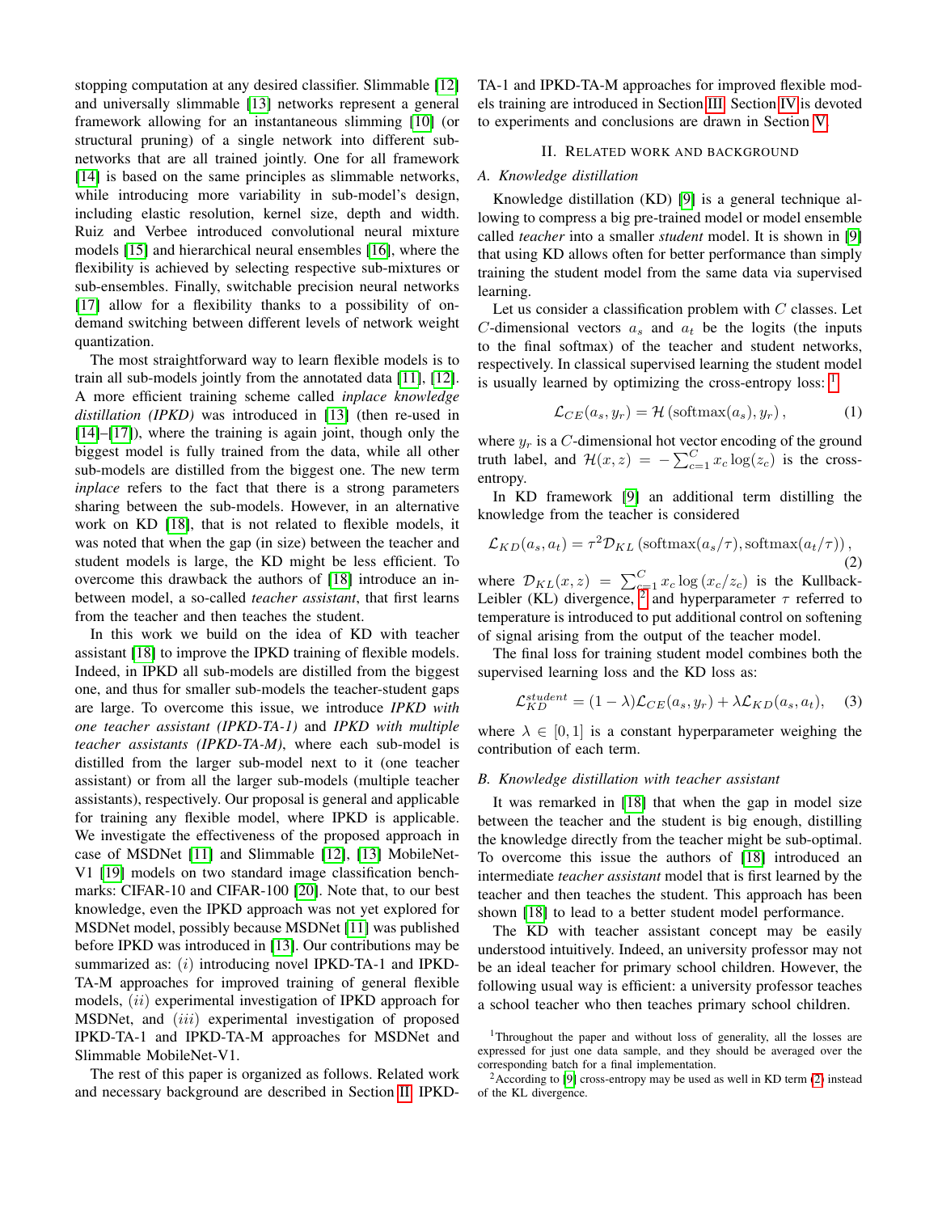stopping computation at any desired classifier. Slimmable [12] and universally slimmable [13] networks represent a general framework allowing for an instantaneous slimming [10] (or structural pruning) of a single network into different subnetworks that are all trained jointly. One for all framework [14] is based on the same principles as slimmable networks, while introducing more variability in sub-model's design, including elastic resolution, kernel size, depth and width. Ruiz and Verbee introduced convolutional neural mixture models [15] and hierarchical neural ensembles [16], where the flexibility is achieved by selecting respective sub-mixtures or sub-ensembles. Finally, switchable precision neural networks [17] allow for a flexibility thanks to a possibility of on-demand switching between different levels of network weight quantization.

The most straightforward way to learn flexible models is to train all sub-models jointly from the annotated data [11], [12]. A more efficient training scheme called *inplace knowledge distillation (IPKD)* was introduced in [13] (then re-used in [14]–[17]), where the training is again joint, though only the biggest model is fully trained from the data, while all other sub-models are distilled from the biggest one. The new term *inplace* refers to the fact that there is a strong parameters sharing between the sub-models. However, in an alternative work on KD [18], that is not related to flexible models, it was noted that when the gap (in size) between the teacher and student models is large, the KD might be less efficient. To overcome this drawback the authors of [18] introduce an in-between model, a so-called *teacher assistant*, that first learns from the teacher and then teaches the student.

In this work we build on the idea of KD with teacher assistant [18] to improve the IPKD training of flexible models. Indeed, in IPKD all sub-models are distilled from the biggest one, and thus for smaller sub-models the teacher-student gaps are large. To overcome this issue, we introduce ***IPKD with one teacher assistant (IPKD-TA-1)*** and ***IPKD with multiple teacher assistants (IPKD-TA-M)***, where each sub-model is distilled from the larger sub-model next to it (one teacher assistant) or from all the larger sub-models (multiple teacher assistants), respectively. Our proposal is general and applicable for training any flexible model, where IPKD is applicable. We investigate the effectiveness of the proposed approach in case of MSDNet [11] and Slimmable [12], [13] MobileNet-V1 [19] models on two standard image classification benchmarks: CIFAR-10 and CIFAR-100 [20]. Note that, to our best knowledge, even the IPKD approach was not yet explored for MSDNet model, possibly because MSDNet [11] was published before IPKD was introduced in [13]. Our contributions may be summarized as: $(i)$ introducing novel IPKD-TA-1 and IPKD-TA-M approaches for improved training of general flexible models, $(ii)$ experimental investigation of IPKD approach for MSDNet, and $(iii)$ experimental investigation of proposed IPKD-TA-1 and IPKD-TA-M approaches for MSDNet and Slimmable MobileNet-V1.

The rest of this paper is organized as follows. Related work and necessary background are described in Section II. IPKD-TA-1 and IPKD-TA-M approaches for improved flexible models training are introduced in Section III. Section IV is devoted to experiments and conclusions are drawn in Section V.

## II. Related work and background

### A. Knowledge distillation

Knowledge distillation (KD) [9] is a general technique allowing to compress a big pre-trained model or model ensemble called *teacher* into a smaller *student* model. It is shown in [9] that using KD allows often for better performance than simply training the student model from the same data via supervised learning.

Let us consider a classification problem with $C$ classes. Let $C$-dimensional vectors $a_s$ and $a_t$ be the logits (the inputs to the final softmax) of the teacher and student networks, respectively. In classical supervised learning the student model is usually learned by optimizing the cross-entropy loss: [1]

$$\mathcal{L}_{CE}(a_s, y_r) = \mathcal{H}\left(\operatorname{softmax}(a_s), y_r\right), \tag{1}$$

where $y_r$ is a $C$-dimensional hot vector encoding of the ground truth label, and $\mathcal{H}(x, z) = -\sum_{c=1}^{C} x_c \log(z_c)$ is the cross-entropy.

In KD framework [9] an additional term distilling the knowledge from the teacher is considered

$$\mathcal{L}_{KD}(a_s, a_t) = \tau^2 \mathcal{D}_{KL}\left(\operatorname{softmax}(a_s/\tau), \operatorname{softmax}(a_t/\tau)\right), \tag{2}$$

where $\mathcal{D}_{KL}(x, z) = \sum_{c=1}^{C} x_c \log\left(x_c / z_c\right)$ is the Kullback-Leibler (KL) divergence, [2] and hyperparameter $\tau$ referred to temperature is introduced to put additional control on softening of signal arising from the output of the teacher model.

The final loss for training student model combines both the supervised learning loss and the KD loss as:

$$\mathcal{L}_{KD}^{student} = (1 - \lambda)\mathcal{L}_{CE}(a_s, y_r) + \lambda \mathcal{L}_{KD}(a_s, a_t), \tag{3}$$

where $\lambda \in [0, 1]$ is a constant hyperparameter weighing the contribution of each term.

### B. Knowledge distillation with teacher assistant

It was remarked in [18] that when the gap in model size between the teacher and the student is big enough, distilling the knowledge directly from the teacher might be sub-optimal. To overcome this issue the authors of [18] introduced an intermediate *teacher assistant* model that is first learned by the teacher and then teaches the student. This approach has been shown [18] to lead to a better student model performance.

The KD with teacher assistant concept may be easily understood intuitively. Indeed, an university professor may not be an ideal teacher for primary school children. However, the following usual way is efficient: a university professor teaches a school teacher who then teaches primary school children.

[1] Throughout the paper and without loss of generality, all the losses are expressed for just one data sample, and they should be averaged over the corresponding batch for a final implementation.

[2] According to [9] cross-entropy may be used as well in KD term (2) instead of the KL divergence.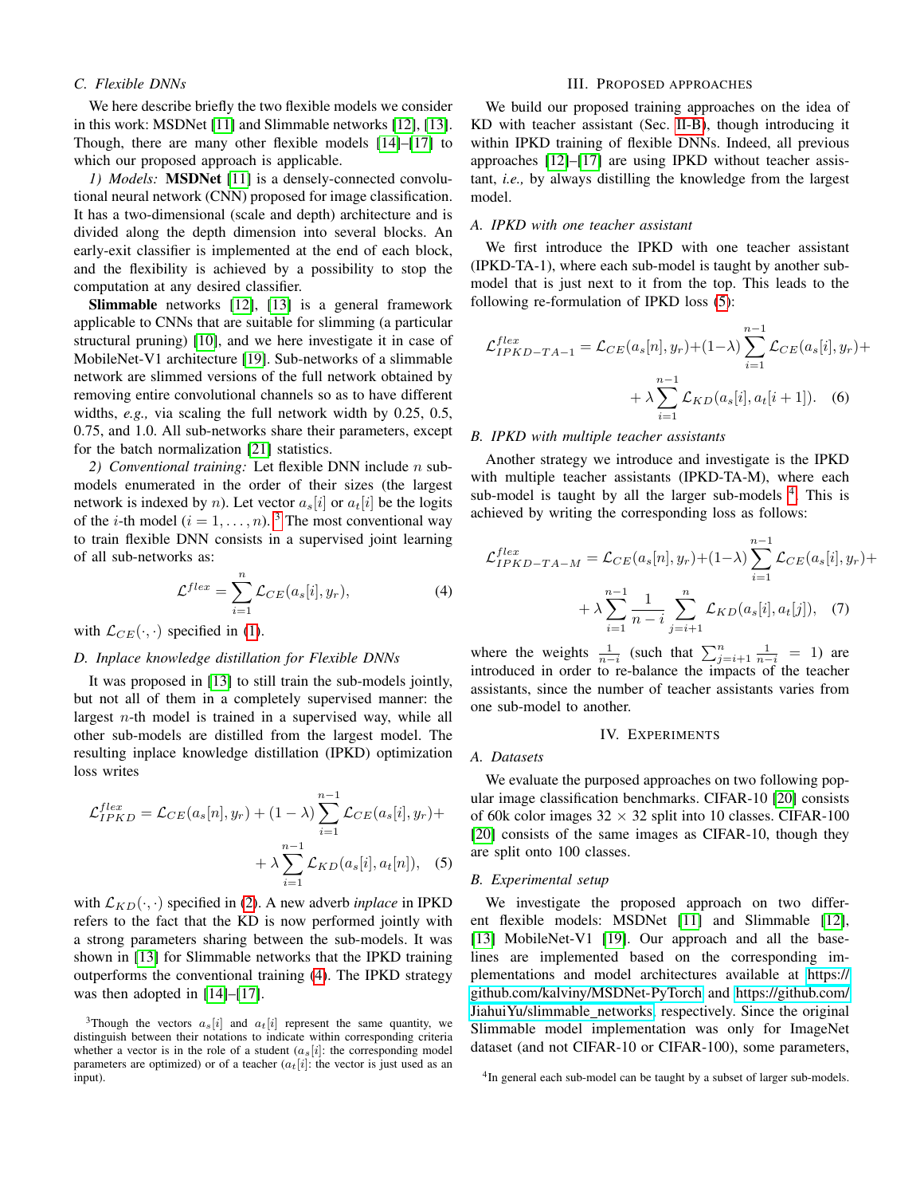### C. Flexible DNNs

We here describe briefly the two flexible models we consider in this work: MSDNet [11] and Slimmable networks [12], [13]. Though, there are many other flexible models [14]–[17] to which our proposed approach is applicable.

*1) Models:* **MSDNet** [11] is a densely-connected convolutional neural network (CNN) proposed for image classification. It has a two-dimensional (scale and depth) architecture and is divided along the depth dimension into several blocks. An early-exit classifier is implemented at the end of each block, and the flexibility is achieved by a possibility to stop the computation at any desired classifier.

**Slimmable** networks [12], [13] is a general framework applicable to CNNs that are suitable for slimming (a particular structural pruning) [10], and we here investigate it in case of MobileNet-V1 architecture [19]. Sub-networks of a slimmable network are slimmed versions of the full network obtained by removing entire convolutional channels so as to have different widths, *e.g.,* via scaling the full network width by 0.25, 0.5, 0.75, and 1.0. All sub-networks share their parameters, except for the batch normalization [21] statistics.

*2) Conventional training:* Let flexible DNN include $n$ sub-models enumerated in the order of their sizes (the largest network is indexed by $n$). Let vector $a_s[i]$ or $a_t[i]$ be the logits of the $i$-th model ($i = 1, \dots, n$).[3] The most conventional way to train flexible DNN consists in a supervised joint learning of all sub-networks as:

$$\mathcal{L}^{flex} = \sum_{i=1}^{n} \mathcal{L}_{CE}(a_s[i], y_r), \tag{4}$$

with $\mathcal{L}_{CE}(\cdot, \cdot)$ specified in (1).

### D. Inplace knowledge distillation for Flexible DNNs

It was proposed in [13] to still train the sub-models jointly, but not all of them in a completely supervised manner: the largest $n$-th model is trained in a supervised way, while all other sub-models are distilled from the largest model. The resulting inplace knowledge distillation (IPKD) optimization loss writes

$$\mathcal{L}^{flex}_{IPKD} = \mathcal{L}_{CE}(a_s[n], y_r) + (1 - \lambda) \sum_{i=1}^{n-1} \mathcal{L}_{CE}(a_s[i], y_r) + \lambda \sum_{i=1}^{n-1} \mathcal{L}_{KD}(a_s[i], a_t[n]), \tag{5}$$

with $\mathcal{L}_{KD}(\cdot, \cdot)$ specified in (2). A new adverb *inplace* in IPKD refers to the fact that the KD is now performed jointly with a strong parameters sharing between the sub-models. It was shown in [13] for Slimmable networks that the IPKD training outperforms the conventional training (4). The IPKD strategy was then adopted in [14]–[17].

[3] Though the vectors $a_s[i]$ and $a_t[i]$ represent the same quantity, we distinguish between their notations to indicate within corresponding criteria whether a vector is in the role of a student ($a_s[i]$: the corresponding model parameters are optimized) or of a teacher ($a_t[i]$: the vector is just used as an input).

## III. Proposed approaches

We build our proposed training approaches on the idea of KD with teacher assistant (Sec. II-B), though introducing it within IPKD training of flexible DNNs. Indeed, all previous approaches [12]–[17] are using IPKD without teacher assistant, *i.e.,* by always distilling the knowledge from the largest model.

### A. IPKD with one teacher assistant

We first introduce the IPKD with one teacher assistant (IPKD-TA-1), where each sub-model is taught by another sub-model that is just next to it from the top. This leads to the following re-formulation of IPKD loss (5):

$$\mathcal{L}^{flex}_{IPKD-TA-1} = \mathcal{L}_{CE}(a_s[n], y_r) + (1 - \lambda) \sum_{i=1}^{n-1} \mathcal{L}_{CE}(a_s[i], y_r) + \lambda \sum_{i=1}^{n-1} \mathcal{L}_{KD}(a_s[i], a_t[i+1]). \tag{6}$$

### B. IPKD with multiple teacher assistants

Another strategy we introduce and investigate is the IPKD with multiple teacher assistants (IPKD-TA-M), where each sub-model is taught by all the larger sub-models [4]. This is achieved by writing the corresponding loss as follows:

$$\mathcal{L}^{flex}_{IPKD-TA-M} = \mathcal{L}_{CE}(a_s[n], y_r) + (1 - \lambda) \sum_{i=1}^{n-1} \mathcal{L}_{CE}(a_s[i], y_r) + \lambda \sum_{i=1}^{n-1} \frac{1}{n-i} \sum_{j=i+1}^{n} \mathcal{L}_{KD}(a_s[i], a_t[j]), \tag{7}$$

where the weights $\frac{1}{n-i}$ (such that $\sum_{j=i+1}^{n} \frac{1}{n-i} = 1$) are introduced in order to re-balance the impacts of the teacher assistants, since the number of teacher assistants varies from one sub-model to another.

## IV. Experiments

### A. Datasets

We evaluate the purposed approaches on two following popular image classification benchmarks. CIFAR-10 [20] consists of 60k color images $32 \times 32$ split into 10 classes. CIFAR-100 [20] consists of the same images as CIFAR-10, though they are split onto 100 classes.

### B. Experimental setup

We investigate the proposed approach on two different flexible models: MSDNet [11] and Slimmable [12], [13] MobileNet-V1 [19]. Our approach and all the baselines are implemented based on the corresponding implementations and model architectures available at https://github.com/kalviny/MSDNet-PyTorch and https://github.com/JiahuiYu/slimmable_networks, respectively. Since the original Slimmable model implementation was only for ImageNet dataset (and not CIFAR-10 or CIFAR-100), some parameters,

[4] In general each sub-model can be taught by a subset of larger sub-models.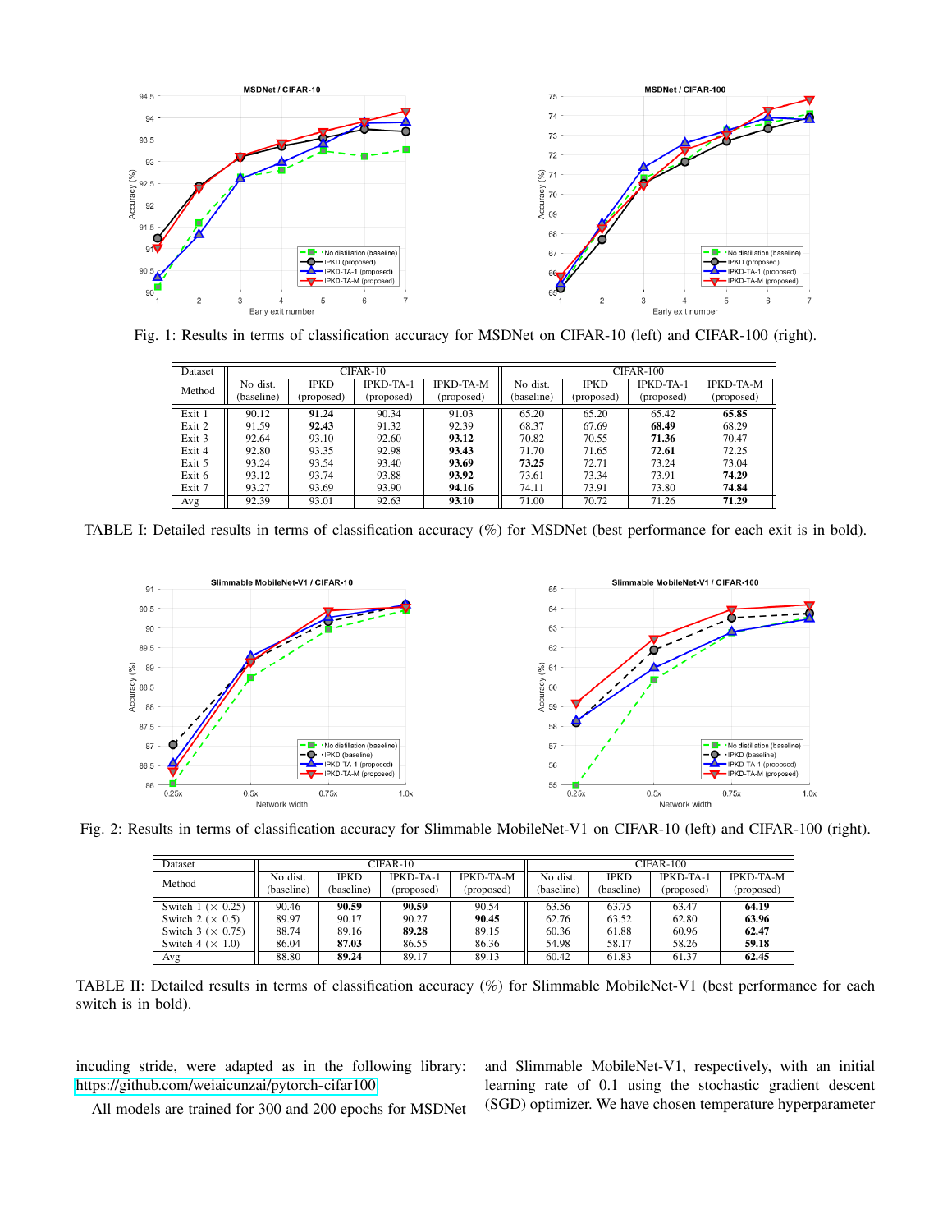Fig. 1: Results in terms of classification accuracy for MSDNet on CIFAR-10 (left) and CIFAR-100 (right).

| Dataset | CIFAR-10 | | | | CIFAR-100 | | | |
|---|---|---|---|---|---|---|---|---|
| Method | No dist. (baseline) | IPKD (proposed) | IPKD-TA-1 (proposed) | IPKD-TA-M (proposed) | No dist. (baseline) | IPKD (proposed) | IPKD-TA-1 (proposed) | IPKD-TA-M (proposed) |
| Exit 1 | 90.12 | **91.24** | 90.34 | 91.03 | 65.20 | 65.20 | 65.42 | **65.85** |
| Exit 2 | 91.59 | **92.43** | 91.32 | 92.39 | 68.37 | 67.69 | **68.49** | 68.29 |
| Exit 3 | 92.64 | 93.10 | 92.60 | **93.12** | 70.82 | 70.55 | **71.36** | 70.47 |
| Exit 4 | 92.80 | 93.35 | 92.98 | **93.43** | 71.70 | 71.65 | **72.61** | 72.25 |
| Exit 5 | 93.24 | 93.54 | 93.40 | **93.69** | **73.25** | 72.71 | 73.24 | 73.04 |
| Exit 6 | 93.12 | 93.74 | 93.88 | **93.92** | 73.61 | 73.34 | 73.91 | **74.29** |
| Exit 7 | 93.27 | 93.69 | 93.90 | **94.16** | 74.11 | 73.91 | 73.80 | **74.84** |
| Avg | 92.39 | 93.01 | 92.63 | **93.10** | 71.00 | 70.72 | 71.26 | **71.29** |

TABLE I: Detailed results in terms of classification accuracy (%) for MSDNet (best performance for each exit is in bold).

Fig. 2: Results in terms of classification accuracy for Slimmable MobileNet-V1 on CIFAR-10 (left) and CIFAR-100 (right).

| Dataset | CIFAR-10 | | | | CIFAR-100 | | | |
|---|---|---|---|---|---|---|---|---|
| Method | No dist. (baseline) | IPKD (baseline) | IPKD-TA-1 (proposed) | IPKD-TA-M (proposed) | No dist. (baseline) | IPKD (baseline) | IPKD-TA-1 (proposed) | IPKD-TA-M (proposed) |
| Switch 1 (× 0.25) | 90.46 | **90.59** | **90.59** | 90.54 | 63.56 | 63.75 | 63.47 | **64.19** |
| Switch 2 (× 0.5) | 89.97 | 90.17 | 90.27 | **90.45** | 62.76 | 63.52 | 62.80 | **63.96** |
| Switch 3 (× 0.75) | 88.74 | 89.16 | **89.28** | 89.15 | 60.36 | 61.88 | 60.96 | **62.47** |
| Switch 4 (× 1.0) | 86.04 | **87.03** | 86.55 | 86.36 | 54.98 | 58.17 | 58.26 | **59.18** |
| Avg | 88.80 | **89.24** | 89.17 | 89.13 | 60.42 | 61.83 | 61.37 | **62.45** |

TABLE II: Detailed results in terms of classification accuracy (%) for Slimmable MobileNet-V1 (best performance for each switch is in bold).

incuding stride, were adapted as in the following library: https://github.com/weiaicunzai/pytorch-cifar100

All models are trained for 300 and 200 epochs for MSDNet and Slimmable MobileNet-V1, respectively, with an initial learning rate of 0.1 using the stochastic gradient descent (SGD) optimizer. We have chosen temperature hyperparameter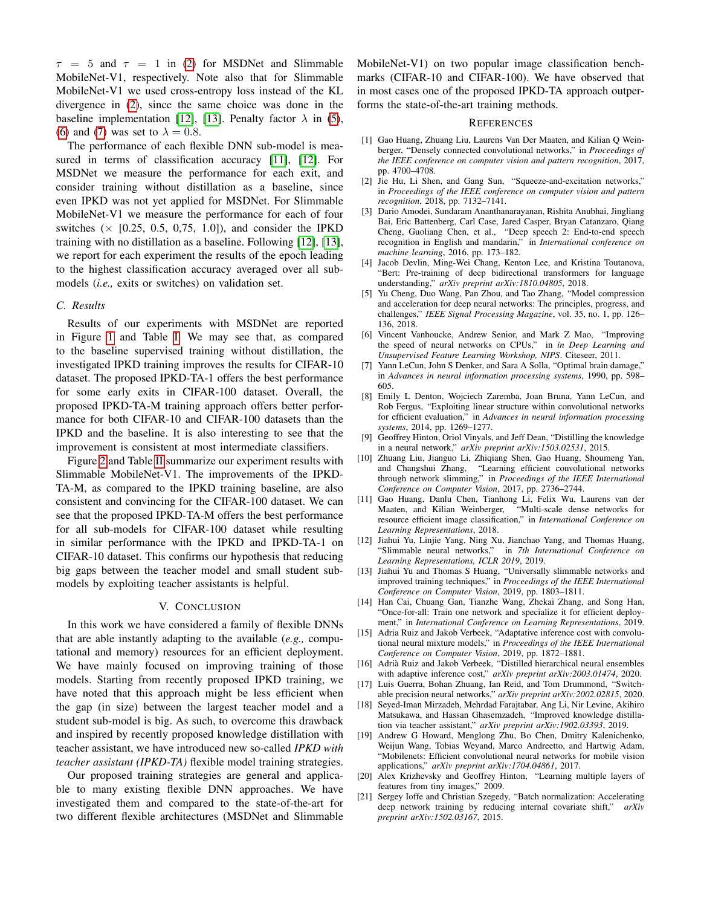$\tau = 5$ and $\tau = 1$ in (2) for MSDNet and Slimmable MobileNet-V1, respectively. Note also that for Slimmable MobileNet-V1 we used cross-entropy loss instead of the KL divergence in (2), since the same choice was done in the baseline implementation [12], [13]. Penalty factor $\lambda$ in (5), (6) and (7) was set to $\lambda = 0.8$.

The performance of each flexible DNN sub-model is measured in terms of classification accuracy [11], [12]. For MSDNet we measure the performance for each exit, and consider training without distillation as a baseline, since even IPKD was not yet applied for MSDNet. For Slimmable MobileNet-V1 we measure the performance for each of four switches ($\times$ [0.25, 0.5, 0,75, 1.0]), and consider the IPKD training with no distillation as a baseline. Following [12], [13], we report for each experiment the results of the epoch leading to the highest classification accuracy averaged over all sub-models (*i.e.,* exits or switches) on validation set.

### C. Results

Results of our experiments with MSDNet are reported in Figure 1 and Table I. We may see that, as compared to the baseline supervised training without distillation, the investigated IPKD training improves the results for CIFAR-10 dataset. The proposed IPKD-TA-1 offers the best performance for some early exits in CIFAR-100 dataset. Overall, the proposed IPKD-TA-M training approach offers better performance for both CIFAR-10 and CIFAR-100 datasets than the IPKD and the baseline. It is also interesting to see that the improvement is consistent at most intermediate classifiers.

Figure 2 and Table II summarize our experiment results with Slimmable MobileNet-V1. The improvements of the IPKD-TA-M, as compared to the IPKD training baseline, are also consistent and convincing for the CIFAR-100 dataset. We can see that the proposed IPKD-TA-M offers the best performance for all sub-models for CIFAR-100 dataset while resulting in similar performance with the IPKD and IPKD-TA-1 on CIFAR-10 dataset. This confirms our hypothesis that reducing big gaps between the teacher model and small student sub-models by exploiting teacher assistants is helpful.

## V. Conclusion

In this work we have considered a family of flexible DNNs that are able instantly adapting to the available (*e.g.,* computational and memory) resources for an efficient deployment. We have mainly focused on improving training of those models. Starting from recently proposed IPKD training, we have noted that this approach might be less efficient when the gap (in size) between the largest teacher model and a student sub-model is big. As such, to overcome this drawback and inspired by recently proposed knowledge distillation with teacher assistant, we have introduced new so-called *IPKD with teacher assistant (IPKD-TA)* flexible model training strategies.

Our proposed training strategies are general and applicable to many existing flexible DNN approaches. We have investigated them and compared to the state-of-the-art for two different flexible architectures (MSDNet and Slimmable MobileNet-V1) on two popular image classification benchmarks (CIFAR-10 and CIFAR-100). We have observed that in most cases one of the proposed IPKD-TA approach outperforms the state-of-the-art training methods.

## References

[1] Gao Huang, Zhuang Liu, Laurens Van Der Maaten, and Kilian Q Weinberger, "Densely connected convolutional networks," in *Proceedings of the IEEE conference on computer vision and pattern recognition*, 2017, pp. 4700–4708.

[2] Jie Hu, Li Shen, and Gang Sun, "Squeeze-and-excitation networks," in *Proceedings of the IEEE conference on computer vision and pattern recognition*, 2018, pp. 7132–7141.

[3] Dario Amodei, Sundaram Ananthanarayanan, Rishita Anubhai, Jingliang Bai, Eric Battenberg, Carl Case, Jared Casper, Bryan Catanzaro, Qiang Cheng, Guoliang Chen, et al., "Deep speech 2: End-to-end speech recognition in English and mandarin," in *International conference on machine learning*, 2016, pp. 173–182.

[4] Jacob Devlin, Ming-Wei Chang, Kenton Lee, and Kristina Toutanova, "Bert: Pre-training of deep bidirectional transformers for language understanding," *arXiv preprint arXiv:1810.04805*, 2018.

[5] Yu Cheng, Duo Wang, Pan Zhou, and Tao Zhang, "Model compression and acceleration for deep neural networks: The principles, progress, and challenges," *IEEE Signal Processing Magazine*, vol. 35, no. 1, pp. 126–136, 2018.

[6] Vincent Vanhoucke, Andrew Senior, and Mark Z Mao, "Improving the speed of neural networks on CPUs," in *in Deep Learning and Unsupervised Feature Learning Workshop, NIPS*. Citeseer, 2011.

[7] Yann LeCun, John S Denker, and Sara A Solla, "Optimal brain damage," in *Advances in neural information processing systems*, 1990, pp. 598–605.

[8] Emily L Denton, Wojciech Zaremba, Joan Bruna, Yann LeCun, and Rob Fergus, "Exploiting linear structure within convolutional networks for efficient evaluation," in *Advances in neural information processing systems*, 2014, pp. 1269–1277.

[9] Geoffrey Hinton, Oriol Vinyals, and Jeff Dean, "Distilling the knowledge in a neural network," *arXiv preprint arXiv:1503.02531*, 2015.

[10] Zhuang Liu, Jianguo Li, Zhiqiang Shen, Gao Huang, Shoumeng Yan, and Changshui Zhang, "Learning efficient convolutional networks through network slimming," in *Proceedings of the IEEE International Conference on Computer Vision*, 2017, pp. 2736–2744.

[11] Gao Huang, Danlu Chen, Tianhong Li, Felix Wu, Laurens van der Maaten, and Kilian Weinberger, "Multi-scale dense networks for resource efficient image classification," in *International Conference on Learning Representations*, 2018.

[12] Jiahui Yu, Linjie Yang, Ning Xu, Jianchao Yang, and Thomas Huang, "Slimmable neural networks," in *7th International Conference on Learning Representations, ICLR 2019*, 2019.

[13] Jiahui Yu and Thomas S Huang, "Universally slimmable networks and improved training techniques," in *Proceedings of the IEEE International Conference on Computer Vision*, 2019, pp. 1803–1811.

[14] Han Cai, Chuang Gan, Tianzhe Wang, Zhekai Zhang, and Song Han, "Once-for-all: Train one network and specialize it for efficient deployment," in *International Conference on Learning Representations*, 2019.

[15] Adria Ruiz and Jakob Verbeek, "Adaptative inference cost with convolutional neural mixture models," in *Proceedings of the IEEE International Conference on Computer Vision*, 2019, pp. 1872–1881.

[16] Adrià Ruiz and Jakob Verbeek, "Distilled hierarchical neural ensembles with adaptive inference cost," *arXiv preprint arXiv:2003.01474*, 2020.

[17] Luis Guerra, Bohan Zhuang, Ian Reid, and Tom Drummond, "Switchable precision neural networks," *arXiv preprint arXiv:2002.02815*, 2020.

[18] Seyed-Iman Mirzadeh, Mehrdad Farajtabar, Ang Li, Nir Levine, Akihiro Matsukawa, and Hassan Ghasemzadeh, "Improved knowledge distillation via teacher assistant," *arXiv preprint arXiv:1902.03393*, 2019.

[19] Andrew G Howard, Menglong Zhu, Bo Chen, Dmitry Kalenichenko, Weijun Wang, Tobias Weyand, Marco Andreetto, and Hartwig Adam, "Mobilenets: Efficient convolutional neural networks for mobile vision applications," *arXiv preprint arXiv:1704.04861*, 2017.

[20] Alex Krizhevsky and Geoffrey Hinton, "Learning multiple layers of features from tiny images," 2009.

[21] Sergey Ioffe and Christian Szegedy, "Batch normalization: Accelerating deep network training by reducing internal covariate shift," *arXiv preprint arXiv:1502.03167*, 2015.